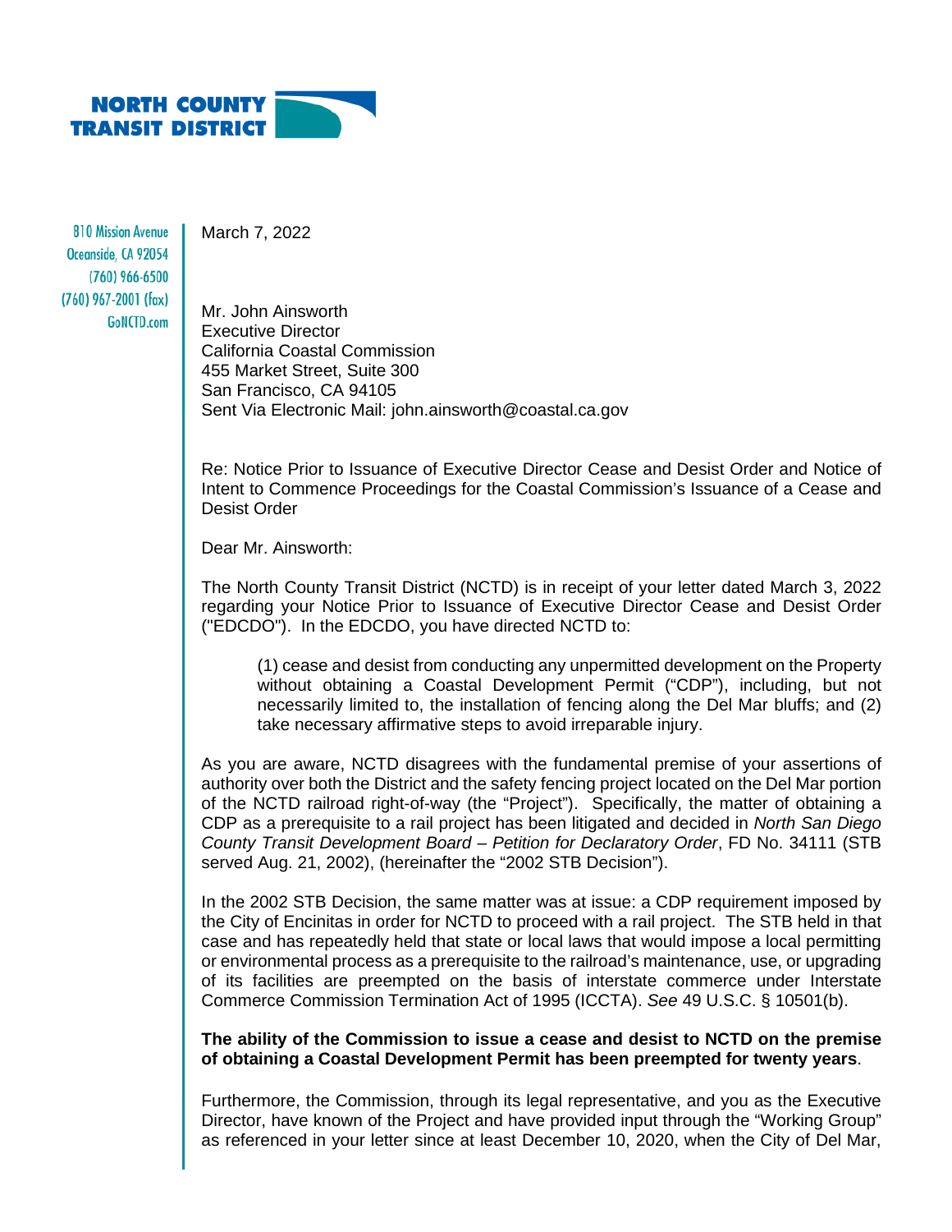**NORTH COUNTY TRANSIT DISTRICT**

810 Mission Avenue
Oceanside, CA 92054
(760) 966-6500
(760) 967-2001 (fax)
GoNCTD.com

March 7, 2022

Mr. John Ainsworth
Executive Director
California Coastal Commission
455 Market Street, Suite 300
San Francisco, CA 94105
Sent Via Electronic Mail: john.ainsworth@coastal.ca.gov

Re: Notice Prior to Issuance of Executive Director Cease and Desist Order and Notice of Intent to Commence Proceedings for the Coastal Commission's Issuance of a Cease and Desist Order

Dear Mr. Ainsworth:

The North County Transit District (NCTD) is in receipt of your letter dated March 3, 2022 regarding your Notice Prior to Issuance of Executive Director Cease and Desist Order ("EDCDO"). In the EDCDO, you have directed NCTD to:

> (1) cease and desist from conducting any unpermitted development on the Property without obtaining a Coastal Development Permit ("CDP"), including, but not necessarily limited to, the installation of fencing along the Del Mar bluffs; and (2) take necessary affirmative steps to avoid irreparable injury.

As you are aware, NCTD disagrees with the fundamental premise of your assertions of authority over both the District and the safety fencing project located on the Del Mar portion of the NCTD railroad right-of-way (the "Project"). Specifically, the matter of obtaining a CDP as a prerequisite to a rail project has been litigated and decided in *North San Diego County Transit Development Board – Petition for Declaratory Order*, FD No. 34111 (STB served Aug. 21, 2002), (hereinafter the "2002 STB Decision").

In the 2002 STB Decision, the same matter was at issue: a CDP requirement imposed by the City of Encinitas in order for NCTD to proceed with a rail project. The STB held in that case and has repeatedly held that state or local laws that would impose a local permitting or environmental process as a prerequisite to the railroad's maintenance, use, or upgrading of its facilities are preempted on the basis of interstate commerce under Interstate Commerce Commission Termination Act of 1995 (ICCTA). *See* 49 U.S.C. § 10501(b).

**The ability of the Commission to issue a cease and desist to NCTD on the premise of obtaining a Coastal Development Permit has been preempted for twenty years**.

Furthermore, the Commission, through its legal representative, and you as the Executive Director, have known of the Project and have provided input through the "Working Group" as referenced in your letter since at least December 10, 2020, when the City of Del Mar,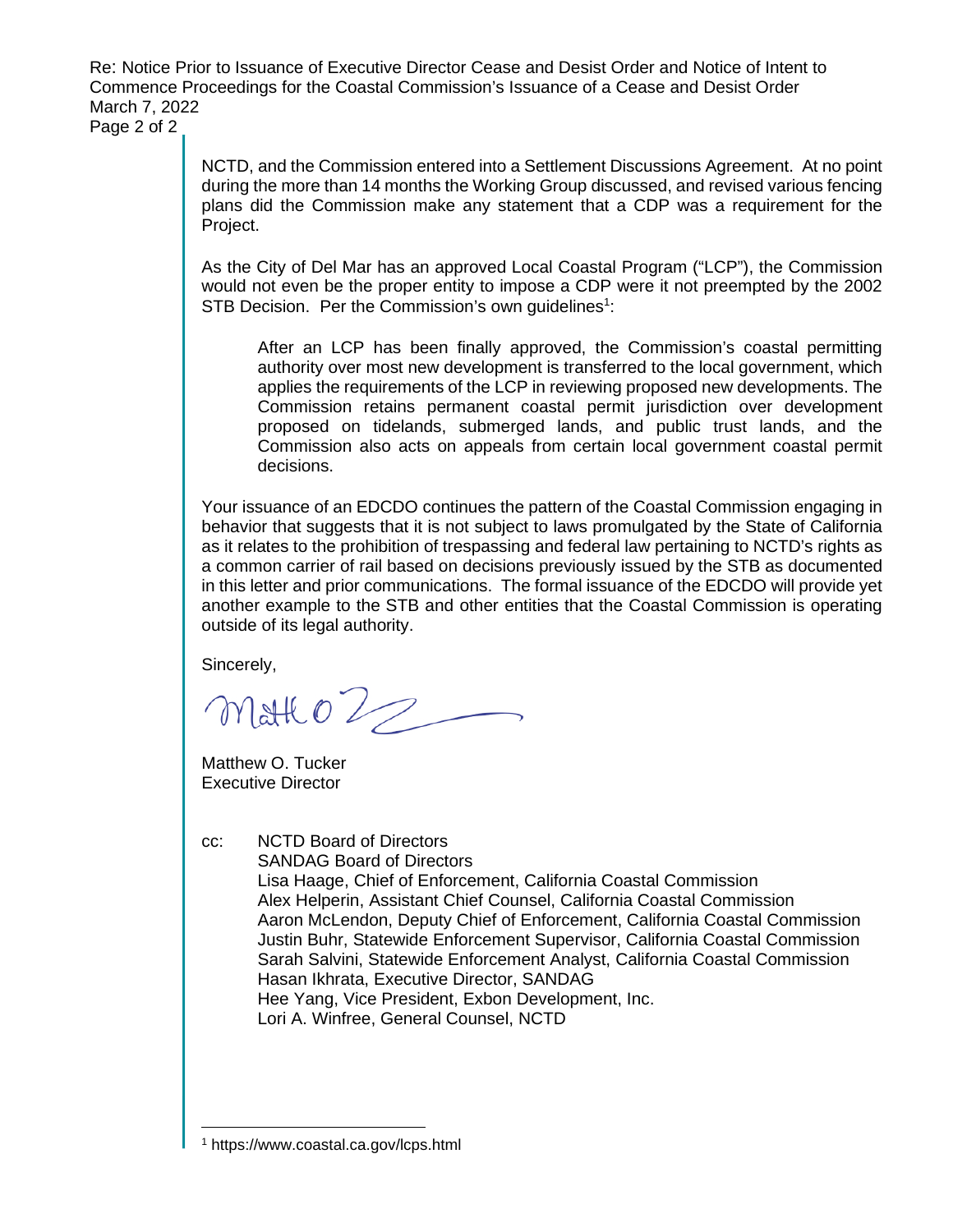NCTD, and the Commission entered into a Settlement Discussions Agreement. At no point during the more than 14 months the Working Group discussed, and revised various fencing plans did the Commission make any statement that a CDP was a requirement for the Project.

As the City of Del Mar has an approved Local Coastal Program ("LCP"), the Commission would not even be the proper entity to impose a CDP were it not preempted by the 2002 STB Decision. Per the Commission's own guidelines[1]:

> After an LCP has been finally approved, the Commission's coastal permitting authority over most new development is transferred to the local government, which applies the requirements of the LCP in reviewing proposed new developments. The Commission retains permanent coastal permit jurisdiction over development proposed on tidelands, submerged lands, and public trust lands, and the Commission also acts on appeals from certain local government coastal permit decisions.

Your issuance of an EDCDO continues the pattern of the Coastal Commission engaging in behavior that suggests that it is not subject to laws promulgated by the State of California as it relates to the prohibition of trespassing and federal law pertaining to NCTD's rights as a common carrier of rail based on decisions previously issued by the STB as documented in this letter and prior communications. The formal issuance of the EDCDO will provide yet another example to the STB and other entities that the Coastal Commission is operating outside of its legal authority.

Sincerely,

Matthew O. Tucker
Executive Director

cc: NCTD Board of Directors
SANDAG Board of Directors
Lisa Haage, Chief of Enforcement, California Coastal Commission
Alex Helperin, Assistant Chief Counsel, California Coastal Commission
Aaron McLendon, Deputy Chief of Enforcement, California Coastal Commission
Justin Buhr, Statewide Enforcement Supervisor, California Coastal Commission
Sarah Salvini, Statewide Enforcement Analyst, California Coastal Commission
Hasan Ikhrata, Executive Director, SANDAG
Hee Yang, Vice President, Exbon Development, Inc.
Lori A. Winfree, General Counsel, NCTD

[1] https://www.coastal.ca.gov/lcps.html